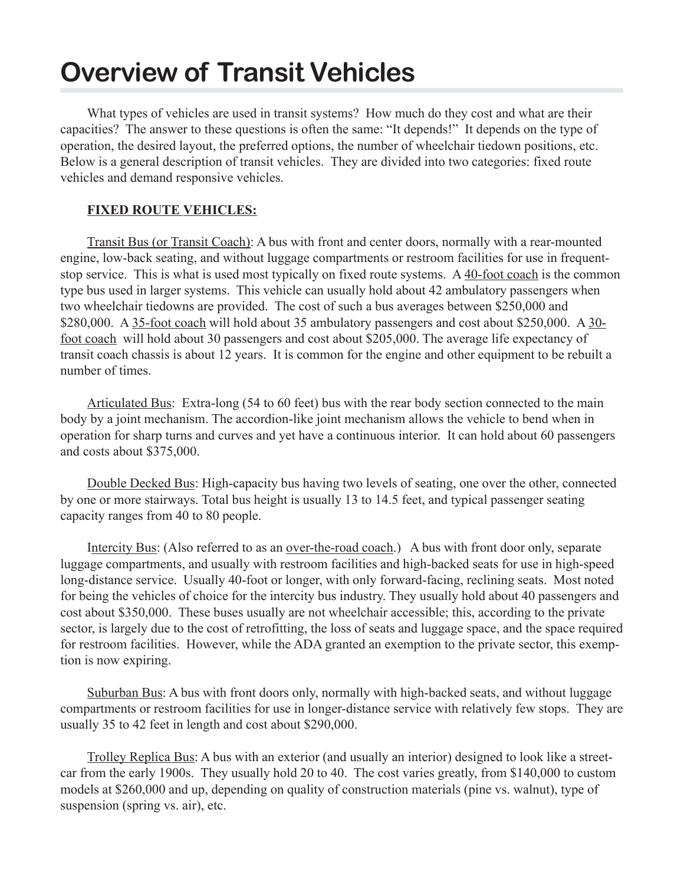# Overview of Transit Vehicles

What types of vehicles are used in transit systems? How much do they cost and what are their capacities? The answer to these questions is often the same: "It depends!" It depends on the type of operation, the desired layout, the preferred options, the number of wheelchair tiedown positions, etc. Below is a general description of transit vehicles. They are divided into two categories: fixed route vehicles and demand responsive vehicles.

**FIXED ROUTE VEHICLES:**

Transit Bus (or Transit Coach): A bus with front and center doors, normally with a rear-mounted engine, low-back seating, and without luggage compartments or restroom facilities for use in frequent-stop service. This is what is used most typically on fixed route systems. A 40-foot coach is the common type bus used in larger systems. This vehicle can usually hold about 42 ambulatory passengers when two wheelchair tiedowns are provided. The cost of such a bus averages between $250,000 and $280,000. A 35-foot coach will hold about 35 ambulatory passengers and cost about $250,000. A 30-foot coach will hold about 30 passengers and cost about $205,000. The average life expectancy of transit coach chassis is about 12 years. It is common for the engine and other equipment to be rebuilt a number of times.

Articulated Bus: Extra-long (54 to 60 feet) bus with the rear body section connected to the main body by a joint mechanism. The accordion-like joint mechanism allows the vehicle to bend when in operation for sharp turns and curves and yet have a continuous interior. It can hold about 60 passengers and costs about $375,000.

Double Decked Bus: High-capacity bus having two levels of seating, one over the other, connected by one or more stairways. Total bus height is usually 13 to 14.5 feet, and typical passenger seating capacity ranges from 40 to 80 people.

Intercity Bus: (Also referred to as an over-the-road coach.) A bus with front door only, separate luggage compartments, and usually with restroom facilities and high-backed seats for use in high-speed long-distance service. Usually 40-foot or longer, with only forward-facing, reclining seats. Most noted for being the vehicles of choice for the intercity bus industry. They usually hold about 40 passengers and cost about $350,000. These buses usually are not wheelchair accessible; this, according to the private sector, is largely due to the cost of retrofitting, the loss of seats and luggage space, and the space required for restroom facilities. However, while the ADA granted an exemption to the private sector, this exemption is now expiring.

Suburban Bus: A bus with front doors only, normally with high-backed seats, and without luggage compartments or restroom facilities for use in longer-distance service with relatively few stops. They are usually 35 to 42 feet in length and cost about $290,000.

Trolley Replica Bus: A bus with an exterior (and usually an interior) designed to look like a streetcar from the early 1900s. They usually hold 20 to 40. The cost varies greatly, from $140,000 to custom models at $260,000 and up, depending on quality of construction materials (pine vs. walnut), type of suspension (spring vs. air), etc.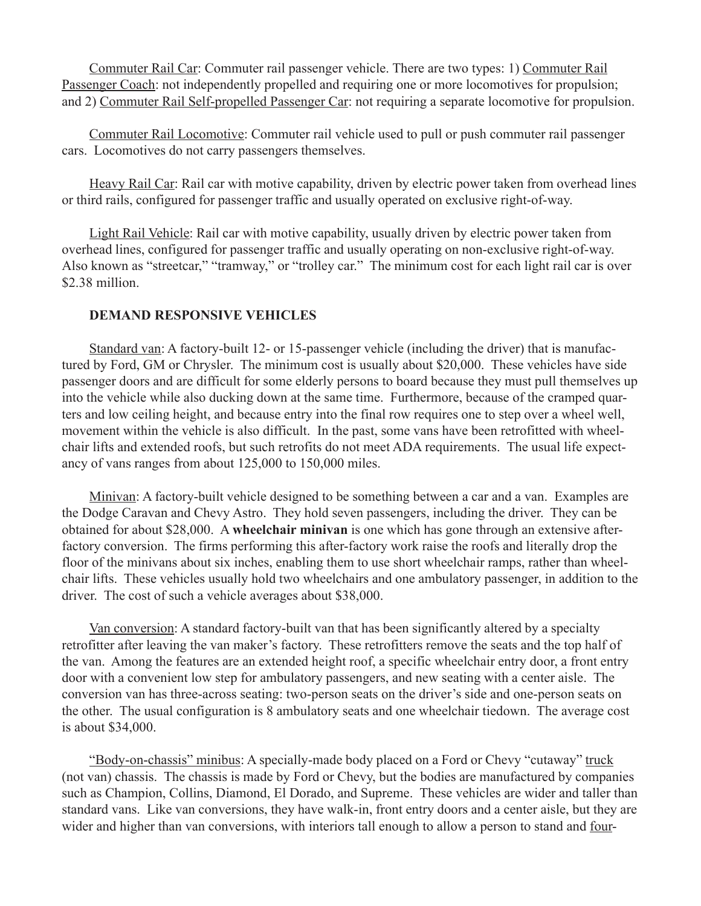Commuter Rail Car: Commuter rail passenger vehicle. There are two types: 1) Commuter Rail Passenger Coach: not independently propelled and requiring one or more locomotives for propulsion; and 2) Commuter Rail Self-propelled Passenger Car: not requiring a separate locomotive for propulsion.

Commuter Rail Locomotive: Commuter rail vehicle used to pull or push commuter rail passenger cars. Locomotives do not carry passengers themselves.

Heavy Rail Car: Rail car with motive capability, driven by electric power taken from overhead lines or third rails, configured for passenger traffic and usually operated on exclusive right-of-way.

Light Rail Vehicle: Rail car with motive capability, usually driven by electric power taken from overhead lines, configured for passenger traffic and usually operating on non-exclusive right-of-way. Also known as "streetcar," "tramway," or "trolley car." The minimum cost for each light rail car is over \$2.38 million.

**DEMAND RESPONSIVE VEHICLES**

Standard van: A factory-built 12- or 15-passenger vehicle (including the driver) that is manufactured by Ford, GM or Chrysler. The minimum cost is usually about \$20,000. These vehicles have side passenger doors and are difficult for some elderly persons to board because they must pull themselves up into the vehicle while also ducking down at the same time. Furthermore, because of the cramped quarters and low ceiling height, and because entry into the final row requires one to step over a wheel well, movement within the vehicle is also difficult. In the past, some vans have been retrofitted with wheelchair lifts and extended roofs, but such retrofits do not meet ADA requirements. The usual life expectancy of vans ranges from about 125,000 to 150,000 miles.

Minivan: A factory-built vehicle designed to be something between a car and a van. Examples are the Dodge Caravan and Chevy Astro. They hold seven passengers, including the driver. They can be obtained for about \$28,000. A **wheelchair minivan** is one which has gone through an extensive after-factory conversion. The firms performing this after-factory work raise the roofs and literally drop the floor of the minivans about six inches, enabling them to use short wheelchair ramps, rather than wheelchair lifts. These vehicles usually hold two wheelchairs and one ambulatory passenger, in addition to the driver. The cost of such a vehicle averages about \$38,000.

Van conversion: A standard factory-built van that has been significantly altered by a specialty retrofitter after leaving the van maker's factory. These retrofitters remove the seats and the top half of the van. Among the features are an extended height roof, a specific wheelchair entry door, a front entry door with a convenient low step for ambulatory passengers, and new seating with a center aisle. The conversion van has three-across seating: two-person seats on the driver's side and one-person seats on the other. The usual configuration is 8 ambulatory seats and one wheelchair tiedown. The average cost is about \$34,000.

"Body-on-chassis" minibus: A specially-made body placed on a Ford or Chevy "cutaway" truck (not van) chassis. The chassis is made by Ford or Chevy, but the bodies are manufactured by companies such as Champion, Collins, Diamond, El Dorado, and Supreme. These vehicles are wider and taller than standard vans. Like van conversions, they have walk-in, front entry doors and a center aisle, but they are wider and higher than van conversions, with interiors tall enough to allow a person to stand and four-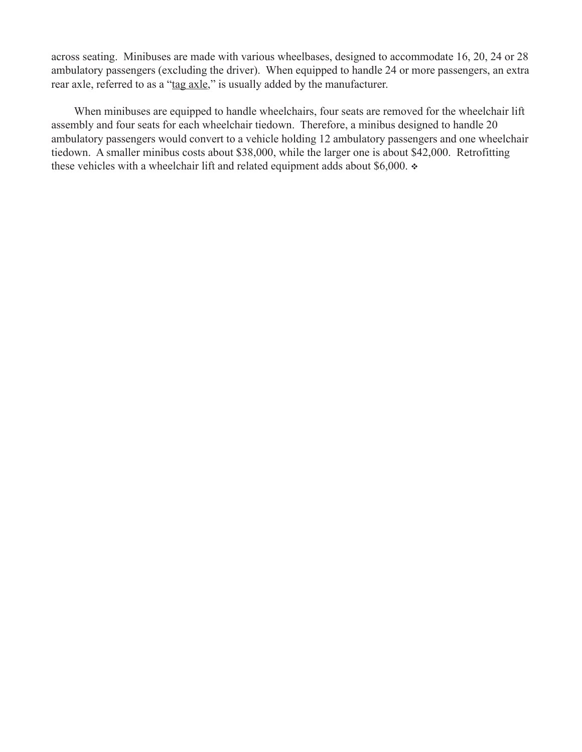across seating. Minibuses are made with various wheelbases, designed to accommodate 16, 20, 24 or 28 ambulatory passengers (excluding the driver). When equipped to handle 24 or more passengers, an extra rear axle, referred to as a "tag axle," is usually added by the manufacturer.

When minibuses are equipped to handle wheelchairs, four seats are removed for the wheelchair lift assembly and four seats for each wheelchair tiedown. Therefore, a minibus designed to handle 20 ambulatory passengers would convert to a vehicle holding 12 ambulatory passengers and one wheelchair tiedown. A smaller minibus costs about $38,000, while the larger one is about $42,000. Retrofitting these vehicles with a wheelchair lift and related equipment adds about $6,000. ❖